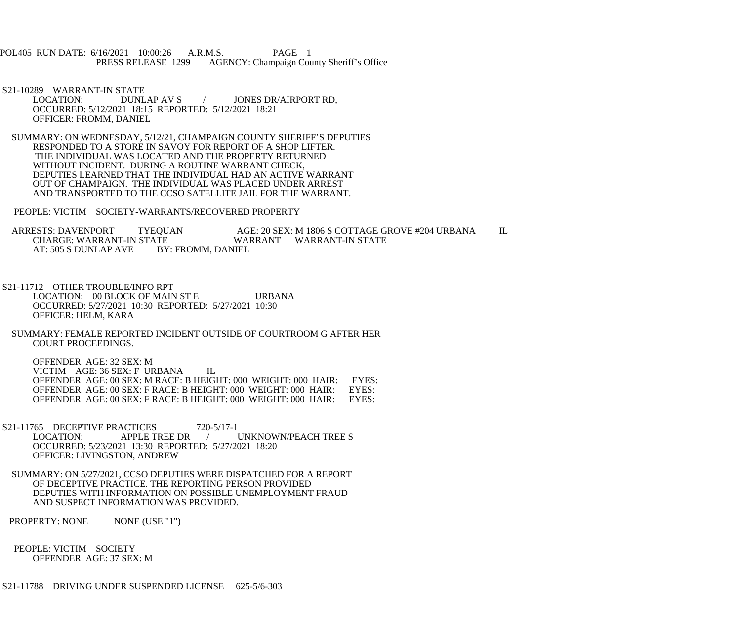POL405 RUN DATE: 6/16/2021 10:00:26 A.R.M.S. PAGE 1
PRESS RELEASE 1299 AGENCY: Champaign County Sheriff's Office

S21-10289 WARRANT-IN STATE
LOCATION: DUNLAP AV S / JONES DR/AIRPORT RD,
OCCURRED: 5/12/2021 18:15 REPORTED: 5/12/2021 18:21
OFFICER: FROMM, DANIEL

SUMMARY: ON WEDNESDAY, 5/12/21, CHAMPAIGN COUNTY SHERIFF'S DEPUTIES RESPONDED TO A STORE IN SAVOY FOR REPORT OF A SHOP LIFTER. THE INDIVIDUAL WAS LOCATED AND THE PROPERTY RETURNED WITHOUT INCIDENT. DURING A ROUTINE WARRANT CHECK, DEPUTIES LEARNED THAT THE INDIVIDUAL HAD AN ACTIVE WARRANT OUT OF CHAMPAIGN. THE INDIVIDUAL WAS PLACED UNDER ARREST AND TRANSPORTED TO THE CCSO SATELLITE JAIL FOR THE WARRANT.

PEOPLE: VICTIM SOCIETY-WARRANTS/RECOVERED PROPERTY

ARRESTS: DAVENPORT TYEQUAN AGE: 20 SEX: M 1806 S COTTAGE GROVE #204 URBANA IL
CHARGE: WARRANT-IN STATE WARRANT WARRANT-IN STATE
AT: 505 S DUNLAP AVE BY: FROMM, DANIEL

S21-11712 OTHER TROUBLE/INFO RPT
LOCATION: 00 BLOCK OF MAIN ST E URBANA
OCCURRED: 5/27/2021 10:30 REPORTED: 5/27/2021 10:30
OFFICER: HELM, KARA

SUMMARY: FEMALE REPORTED INCIDENT OUTSIDE OF COURTROOM G AFTER HER COURT PROCEEDINGS.

OFFENDER AGE: 32 SEX: M
VICTIM AGE: 36 SEX: F URBANA IL
OFFENDER AGE: 00 SEX: M RACE: B HEIGHT: 000 WEIGHT: 000 HAIR: EYES:
OFFENDER AGE: 00 SEX: F RACE: B HEIGHT: 000 WEIGHT: 000 HAIR: EYES:
OFFENDER AGE: 00 SEX: F RACE: B HEIGHT: 000 WEIGHT: 000 HAIR: EYES:

S21-11765 DECEPTIVE PRACTICES 720-5/17-1
LOCATION: APPLE TREE DR / UNKNOWN/PEACH TREE S
OCCURRED: 5/23/2021 13:30 REPORTED: 5/27/2021 18:20
OFFICER: LIVINGSTON, ANDREW

SUMMARY: ON 5/27/2021, CCSO DEPUTIES WERE DISPATCHED FOR A REPORT OF DECEPTIVE PRACTICE. THE REPORTING PERSON PROVIDED DEPUTIES WITH INFORMATION ON POSSIBLE UNEMPLOYMENT FRAUD AND SUSPECT INFORMATION WAS PROVIDED.

PROPERTY: NONE NONE (USE "1")

PEOPLE: VICTIM SOCIETY
OFFENDER AGE: 37 SEX: M

S21-11788 DRIVING UNDER SUSPENDED LICENSE 625-5/6-303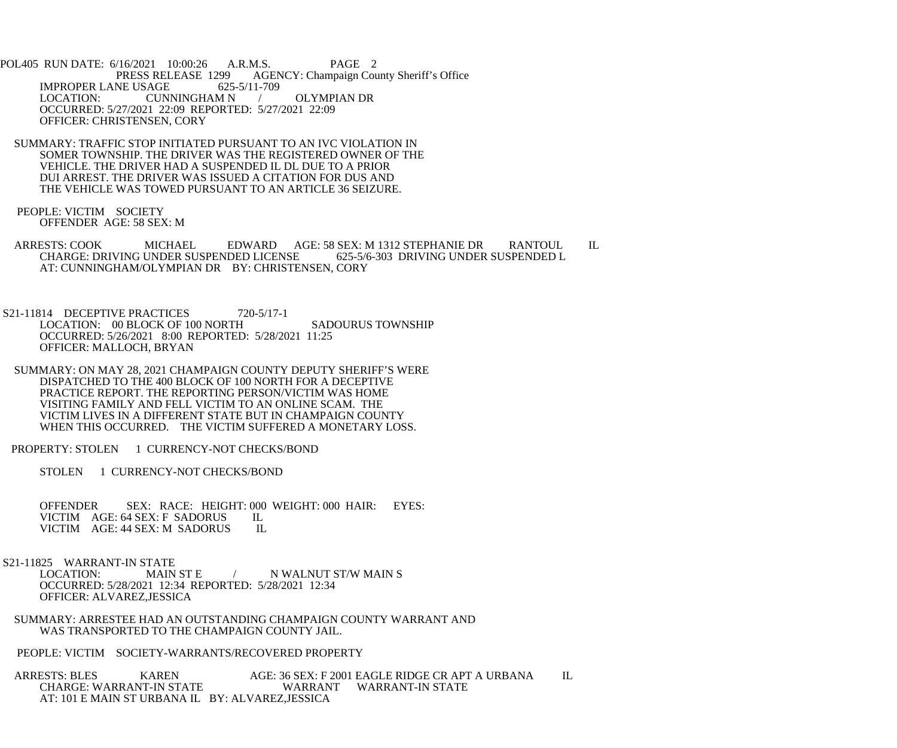IMPROPER LANE USAGE 625-5/11-709
LOCATION: CUNNINGHAM N / OLYMPIAN DR
OCCURRED: 5/27/2021 22:09 REPORTED: 5/27/2021 22:09
OFFICER: CHRISTENSEN, CORY

SUMMARY: TRAFFIC STOP INITIATED PURSUANT TO AN IVC VIOLATION IN SOMER TOWNSHIP. THE DRIVER WAS THE REGISTERED OWNER OF THE VEHICLE. THE DRIVER HAD A SUSPENDED IL DL DUE TO A PRIOR DUI ARREST. THE DRIVER WAS ISSUED A CITATION FOR DUS AND THE VEHICLE WAS TOWED PURSUANT TO AN ARTICLE 36 SEIZURE.

PEOPLE: VICTIM SOCIETY
OFFENDER AGE: 58 SEX: M

ARRESTS: COOK MICHAEL EDWARD AGE: 58 SEX: M 1312 STEPHANIE DR RANTOUL IL
CHARGE: DRIVING UNDER SUSPENDED LICENSE 625-5/6-303 DRIVING UNDER SUSPENDED L
AT: CUNNINGHAM/OLYMPIAN DR BY: CHRISTENSEN, CORY

S21-11814 DECEPTIVE PRACTICES 720-5/17-1
LOCATION: 00 BLOCK OF 100 NORTH SADOURUS TOWNSHIP
OCCURRED: 5/26/2021 8:00 REPORTED: 5/28/2021 11:25
OFFICER: MALLOCH, BRYAN

SUMMARY: ON MAY 28, 2021 CHAMPAIGN COUNTY DEPUTY SHERIFF'S WERE DISPATCHED TO THE 400 BLOCK OF 100 NORTH FOR A DECEPTIVE PRACTICE REPORT. THE REPORTING PERSON/VICTIM WAS HOME VISITING FAMILY AND FELL VICTIM TO AN ONLINE SCAM. THE VICTIM LIVES IN A DIFFERENT STATE BUT IN CHAMPAIGN COUNTY WHEN THIS OCCURRED. THE VICTIM SUFFERED A MONETARY LOSS.

PROPERTY: STOLEN 1 CURRENCY-NOT CHECKS/BOND

STOLEN 1 CURRENCY-NOT CHECKS/BOND

OFFENDER SEX: RACE: HEIGHT: 000 WEIGHT: 000 HAIR: EYES:
VICTIM AGE: 64 SEX: F SADORUS IL
VICTIM AGE: 44 SEX: M SADORUS IL

S21-11825 WARRANT-IN STATE
LOCATION: MAIN ST E / N WALNUT ST/W MAIN S
OCCURRED: 5/28/2021 12:34 REPORTED: 5/28/2021 12:34
OFFICER: ALVAREZ,JESSICA

SUMMARY: ARRESTEE HAD AN OUTSTANDING CHAMPAIGN COUNTY WARRANT AND WAS TRANSPORTED TO THE CHAMPAIGN COUNTY JAIL.

PEOPLE: VICTIM SOCIETY-WARRANTS/RECOVERED PROPERTY

ARRESTS: BLES KAREN AGE: 36 SEX: F 2001 EAGLE RIDGE CR APT A URBANA IL
CHARGE: WARRANT-IN STATE WARRANT WARRANT-IN STATE
AT: 101 E MAIN ST URBANA IL BY: ALVAREZ,JESSICA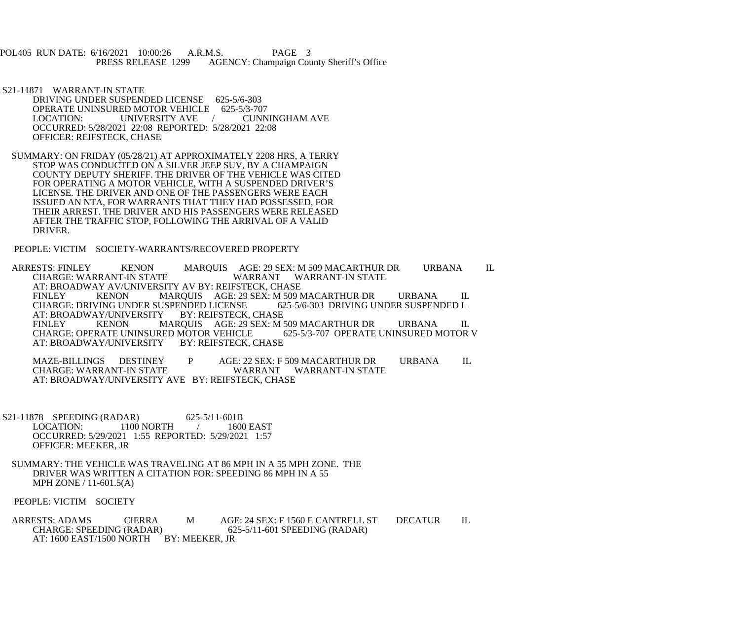S21-11871 WARRANT-IN STATE
DRIVING UNDER SUSPENDED LICENSE 625-5/6-303
OPERATE UNINSURED MOTOR VEHICLE 625-5/3-707
LOCATION: UNIVERSITY AVE / CUNNINGHAM AVE
OCCURRED: 5/28/2021 22:08 REPORTED: 5/28/2021 22:08
OFFICER: REIFSTECK, CHASE

SUMMARY: ON FRIDAY (05/28/21) AT APPROXIMATELY 2208 HRS, A TERRY STOP WAS CONDUCTED ON A SILVER JEEP SUV, BY A CHAMPAIGN COUNTY DEPUTY SHERIFF. THE DRIVER OF THE VEHICLE WAS CITED FOR OPERATING A MOTOR VEHICLE, WITH A SUSPENDED DRIVER'S LICENSE. THE DRIVER AND ONE OF THE PASSENGERS WERE EACH ISSUED AN NTA, FOR WARRANTS THAT THEY HAD POSSESSED, FOR THEIR ARREST. THE DRIVER AND HIS PASSENGERS WERE RELEASED AFTER THE TRAFFIC STOP, FOLLOWING THE ARRIVAL OF A VALID DRIVER.

PEOPLE: VICTIM SOCIETY-WARRANTS/RECOVERED PROPERTY

ARRESTS: FINLEY KENON MARQUIS AGE: 29 SEX: M 509 MACARTHUR DR URBANA IL
CHARGE: WARRANT-IN STATE WARRANT WARRANT-IN STATE
AT: BROADWAY AV/UNIVERSITY AV BY: REIFSTECK, CHASE
FINLEY KENON MARQUIS AGE: 29 SEX: M 509 MACARTHUR DR URBANA IL
CHARGE: DRIVING UNDER SUSPENDED LICENSE 625-5/6-303 DRIVING UNDER SUSPENDED L
AT: BROADWAY/UNIVERSITY BY: REIFSTECK, CHASE
FINLEY KENON MARQUIS AGE: 29 SEX: M 509 MACARTHUR DR URBANA IL
CHARGE: OPERATE UNINSURED MOTOR VEHICLE 625-5/3-707 OPERATE UNINSURED MOTOR V
AT: BROADWAY/UNIVERSITY BY: REIFSTECK, CHASE

MAZE-BILLINGS DESTINEY P AGE: 22 SEX: F 509 MACARTHUR DR URBANA IL
CHARGE: WARRANT-IN STATE WARRANT WARRANT-IN STATE
AT: BROADWAY/UNIVERSITY AVE BY: REIFSTECK, CHASE

S21-11878 SPEEDING (RADAR) 625-5/11-601B
LOCATION: 1100 NORTH / 1600 EAST
OCCURRED: 5/29/2021 1:55 REPORTED: 5/29/2021 1:57
OFFICER: MEEKER, JR

SUMMARY: THE VEHICLE WAS TRAVELING AT 86 MPH IN A 55 MPH ZONE. THE DRIVER WAS WRITTEN A CITATION FOR: SPEEDING 86 MPH IN A 55 MPH ZONE / 11-601.5(A)

PEOPLE: VICTIM SOCIETY

ARRESTS: ADAMS CIERRA M AGE: 24 SEX: F 1560 E CANTRELL ST DECATUR IL
CHARGE: SPEEDING (RADAR) 625-5/11-601 SPEEDING (RADAR)
AT: 1600 EAST/1500 NORTH BY: MEEKER, JR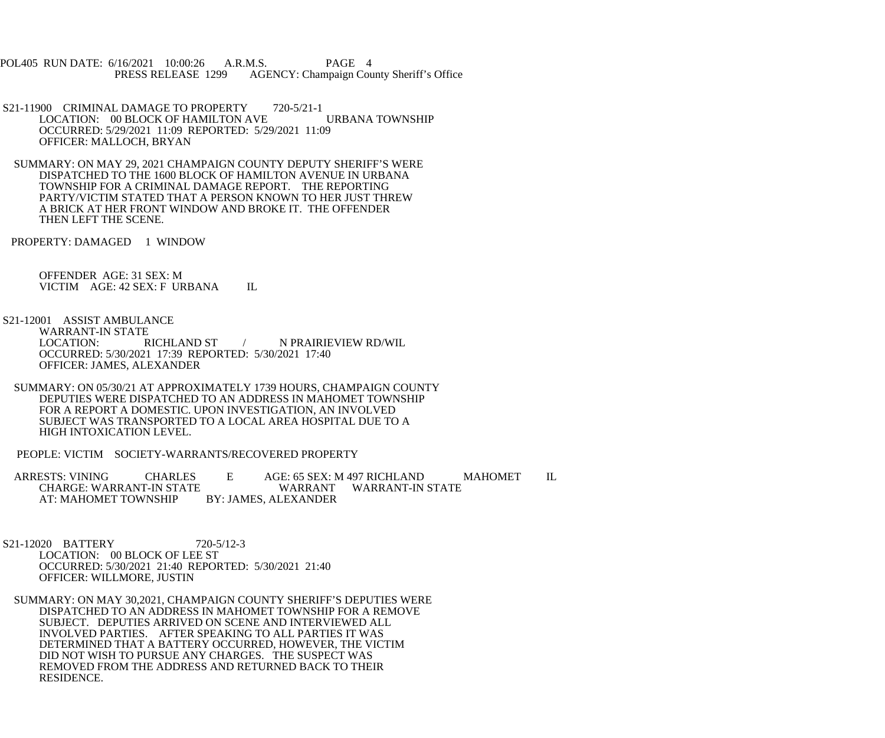S21-11900 CRIMINAL DAMAGE TO PROPERTY 720-5/21-1
LOCATION: 00 BLOCK OF HAMILTON AVE URBANA TOWNSHIP
OCCURRED: 5/29/2021 11:09 REPORTED: 5/29/2021 11:09
OFFICER: MALLOCH, BRYAN

SUMMARY: ON MAY 29, 2021 CHAMPAIGN COUNTY DEPUTY SHERIFF'S WERE DISPATCHED TO THE 1600 BLOCK OF HAMILTON AVENUE IN URBANA TOWNSHIP FOR A CRIMINAL DAMAGE REPORT. THE REPORTING PARTY/VICTIM STATED THAT A PERSON KNOWN TO HER JUST THREW A BRICK AT HER FRONT WINDOW AND BROKE IT. THE OFFENDER THEN LEFT THE SCENE.

PROPERTY: DAMAGED 1 WINDOW

OFFENDER AGE: 31 SEX: M
VICTIM AGE: 42 SEX: F URBANA IL

S21-12001 ASSIST AMBULANCE
WARRANT-IN STATE
LOCATION: RICHLAND ST / N PRAIRIEVIEW RD/WIL
OCCURRED: 5/30/2021 17:39 REPORTED: 5/30/2021 17:40
OFFICER: JAMES, ALEXANDER

SUMMARY: ON 05/30/21 AT APPROXIMATELY 1739 HOURS, CHAMPAIGN COUNTY DEPUTIES WERE DISPATCHED TO AN ADDRESS IN MAHOMET TOWNSHIP FOR A REPORT A DOMESTIC. UPON INVESTIGATION, AN INVOLVED SUBJECT WAS TRANSPORTED TO A LOCAL AREA HOSPITAL DUE TO A HIGH INTOXICATION LEVEL.

PEOPLE: VICTIM SOCIETY-WARRANTS/RECOVERED PROPERTY

ARRESTS: VINING CHARLES E AGE: 65 SEX: M 497 RICHLAND MAHOMET IL
CHARGE: WARRANT-IN STATE WARRANT WARRANT-IN STATE
AT: MAHOMET TOWNSHIP BY: JAMES, ALEXANDER

S21-12020 BATTERY 720-5/12-3
LOCATION: 00 BLOCK OF LEE ST
OCCURRED: 5/30/2021 21:40 REPORTED: 5/30/2021 21:40
OFFICER: WILLMORE, JUSTIN

SUMMARY: ON MAY 30,2021, CHAMPAIGN COUNTY SHERIFF'S DEPUTIES WERE DISPATCHED TO AN ADDRESS IN MAHOMET TOWNSHIP FOR A REMOVE SUBJECT. DEPUTIES ARRIVED ON SCENE AND INTERVIEWED ALL INVOLVED PARTIES. AFTER SPEAKING TO ALL PARTIES IT WAS DETERMINED THAT A BATTERY OCCURRED, HOWEVER, THE VICTIM DID NOT WISH TO PURSUE ANY CHARGES. THE SUSPECT WAS REMOVED FROM THE ADDRESS AND RETURNED BACK TO THEIR RESIDENCE.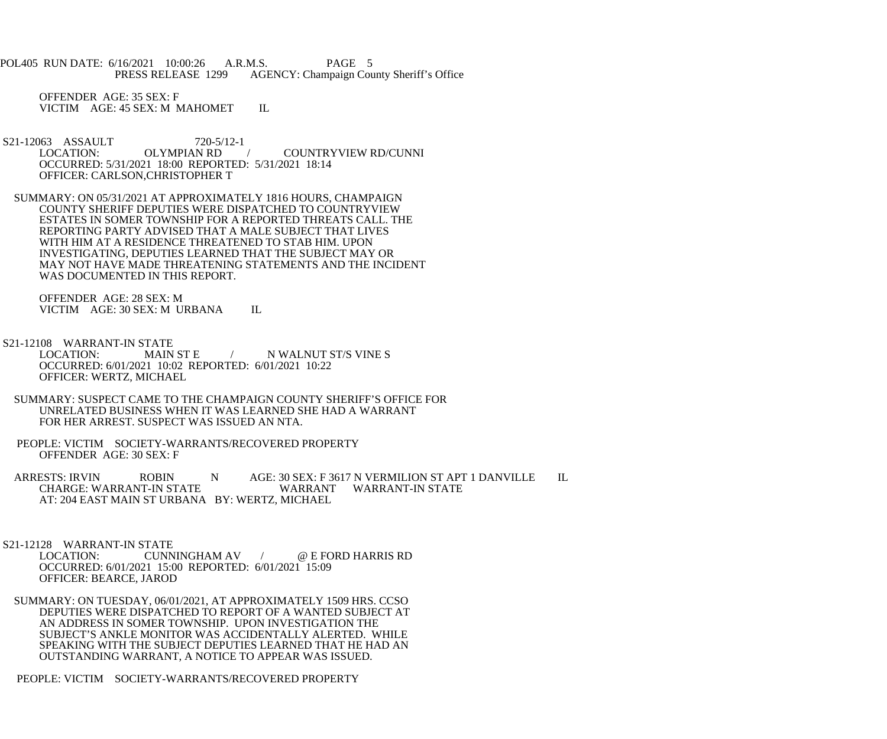OFFENDER AGE: 35 SEX: F
VICTIM AGE: 45 SEX: M MAHOMET IL

S21-12063 ASSAULT 720-5/12-1
LOCATION: OLYMPIAN RD / COUNTRYVIEW RD/CUNNI
OCCURRED: 5/31/2021 18:00 REPORTED: 5/31/2021 18:14
OFFICER: CARLSON,CHRISTOPHER T

SUMMARY: ON 05/31/2021 AT APPROXIMATELY 1816 HOURS, CHAMPAIGN COUNTY SHERIFF DEPUTIES WERE DISPATCHED TO COUNTRYVIEW ESTATES IN SOMER TOWNSHIP FOR A REPORTED THREATS CALL. THE REPORTING PARTY ADVISED THAT A MALE SUBJECT THAT LIVES WITH HIM AT A RESIDENCE THREATENED TO STAB HIM. UPON INVESTIGATING, DEPUTIES LEARNED THAT THE SUBJECT MAY OR MAY NOT HAVE MADE THREATENING STATEMENTS AND THE INCIDENT WAS DOCUMENTED IN THIS REPORT.

OFFENDER AGE: 28 SEX: M
VICTIM AGE: 30 SEX: M URBANA IL

S21-12108 WARRANT-IN STATE
LOCATION: MAIN ST E / N WALNUT ST/S VINE S
OCCURRED: 6/01/2021 10:02 REPORTED: 6/01/2021 10:22
OFFICER: WERTZ, MICHAEL

SUMMARY: SUSPECT CAME TO THE CHAMPAIGN COUNTY SHERIFF'S OFFICE FOR UNRELATED BUSINESS WHEN IT WAS LEARNED SHE HAD A WARRANT FOR HER ARREST. SUSPECT WAS ISSUED AN NTA.

PEOPLE: VICTIM SOCIETY-WARRANTS/RECOVERED PROPERTY
OFFENDER AGE: 30 SEX: F

ARRESTS: IRVIN ROBIN N AGE: 30 SEX: F 3617 N VERMILION ST APT 1 DANVILLE IL
CHARGE: WARRANT-IN STATE WARRANT WARRANT-IN STATE
AT: 204 EAST MAIN ST URBANA BY: WERTZ, MICHAEL

S21-12128 WARRANT-IN STATE
LOCATION: CUNNINGHAM AV / @ E FORD HARRIS RD
OCCURRED: 6/01/2021 15:00 REPORTED: 6/01/2021 15:09
OFFICER: BEARCE, JAROD

SUMMARY: ON TUESDAY, 06/01/2021, AT APPROXIMATELY 1509 HRS. CCSO DEPUTIES WERE DISPATCHED TO REPORT OF A WANTED SUBJECT AT AN ADDRESS IN SOMER TOWNSHIP. UPON INVESTIGATION THE SUBJECT'S ANKLE MONITOR WAS ACCIDENTALLY ALERTED. WHILE SPEAKING WITH THE SUBJECT DEPUTIES LEARNED THAT HE HAD AN OUTSTANDING WARRANT, A NOTICE TO APPEAR WAS ISSUED.

PEOPLE: VICTIM SOCIETY-WARRANTS/RECOVERED PROPERTY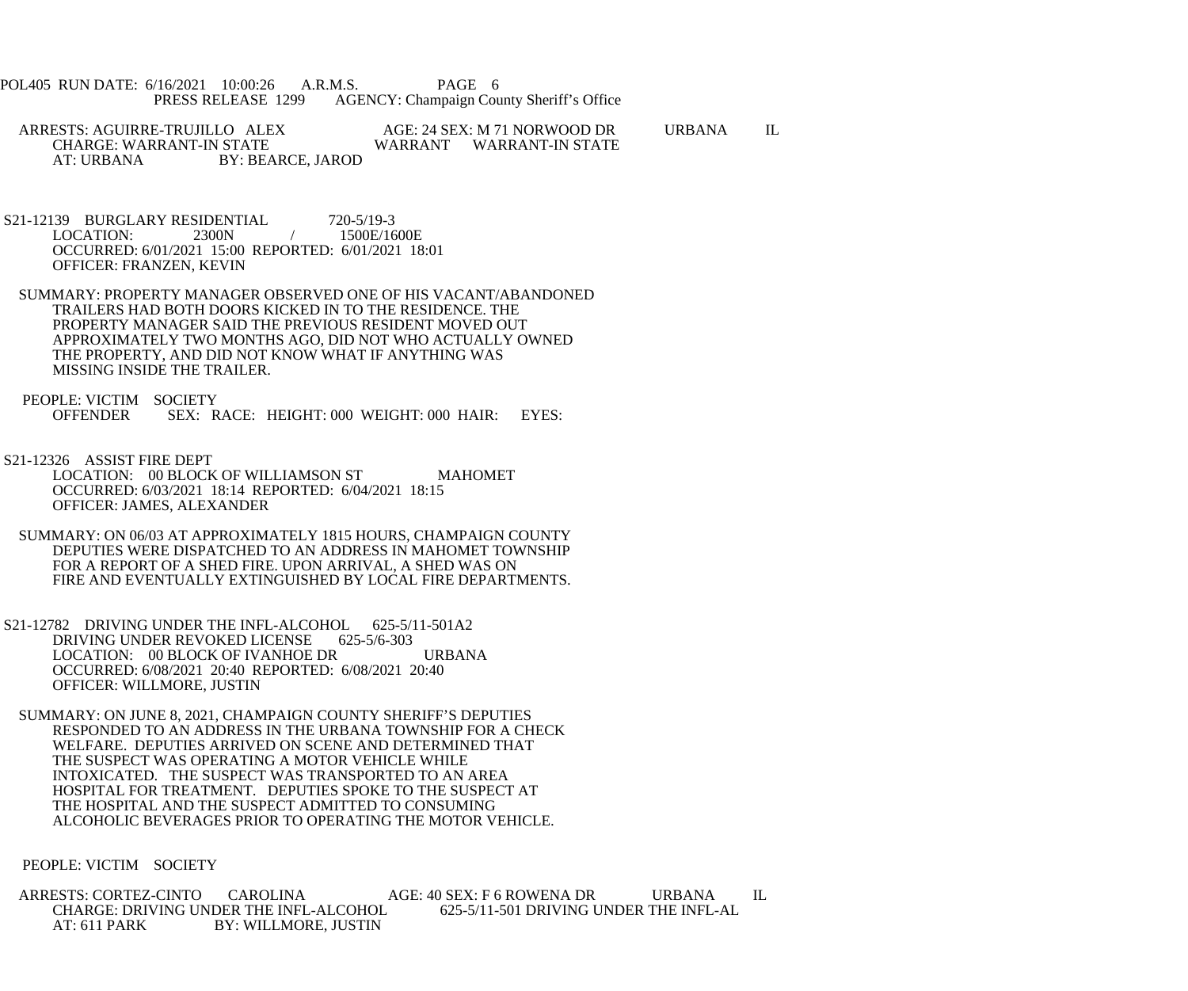ARRESTS: AGUIRRE-TRUJILLO ALEX AGE: 24 SEX: M 71 NORWOOD DR URBANA IL
CHARGE: WARRANT-IN STATE WARRANT WARRANT-IN STATE
AT: URBANA BY: BEARCE, JAROD

S21-12139 BURGLARY RESIDENTIAL 720-5/19-3
LOCATION: 2300N / 1500E/1600E
OCCURRED: 6/01/2021 15:00 REPORTED: 6/01/2021 18:01
OFFICER: FRANZEN, KEVIN

SUMMARY: PROPERTY MANAGER OBSERVED ONE OF HIS VACANT/ABANDONED TRAILERS HAD BOTH DOORS KICKED IN TO THE RESIDENCE. THE PROPERTY MANAGER SAID THE PREVIOUS RESIDENT MOVED OUT APPROXIMATELY TWO MONTHS AGO, DID NOT WHO ACTUALLY OWNED THE PROPERTY, AND DID NOT KNOW WHAT IF ANYTHING WAS MISSING INSIDE THE TRAILER.

PEOPLE: VICTIM SOCIETY
OFFENDER SEX: RACE: HEIGHT: 000 WEIGHT: 000 HAIR: EYES:

S21-12326 ASSIST FIRE DEPT
LOCATION: 00 BLOCK OF WILLIAMSON ST MAHOMET
OCCURRED: 6/03/2021 18:14 REPORTED: 6/04/2021 18:15
OFFICER: JAMES, ALEXANDER

SUMMARY: ON 06/03 AT APPROXIMATELY 1815 HOURS, CHAMPAIGN COUNTY DEPUTIES WERE DISPATCHED TO AN ADDRESS IN MAHOMET TOWNSHIP FOR A REPORT OF A SHED FIRE. UPON ARRIVAL, A SHED WAS ON FIRE AND EVENTUALLY EXTINGUISHED BY LOCAL FIRE DEPARTMENTS.

S21-12782 DRIVING UNDER THE INFL-ALCOHOL 625-5/11-501A2
DRIVING UNDER REVOKED LICENSE 625-5/6-303
LOCATION: 00 BLOCK OF IVANHOE DR URBANA
OCCURRED: 6/08/2021 20:40 REPORTED: 6/08/2021 20:40
OFFICER: WILLMORE, JUSTIN

SUMMARY: ON JUNE 8, 2021, CHAMPAIGN COUNTY SHERIFF'S DEPUTIES RESPONDED TO AN ADDRESS IN THE URBANA TOWNSHIP FOR A CHECK WELFARE. DEPUTIES ARRIVED ON SCENE AND DETERMINED THAT THE SUSPECT WAS OPERATING A MOTOR VEHICLE WHILE INTOXICATED. THE SUSPECT WAS TRANSPORTED TO AN AREA HOSPITAL FOR TREATMENT. DEPUTIES SPOKE TO THE SUSPECT AT THE HOSPITAL AND THE SUSPECT ADMITTED TO CONSUMING ALCOHOLIC BEVERAGES PRIOR TO OPERATING THE MOTOR VEHICLE.

PEOPLE: VICTIM SOCIETY

ARRESTS: CORTEZ-CINTO CAROLINA AGE: 40 SEX: F 6 ROWENA DR URBANA IL
CHARGE: DRIVING UNDER THE INFL-ALCOHOL 625-5/11-501 DRIVING UNDER THE INFL-AL
AT: 611 PARK BY: WILLMORE, JUSTIN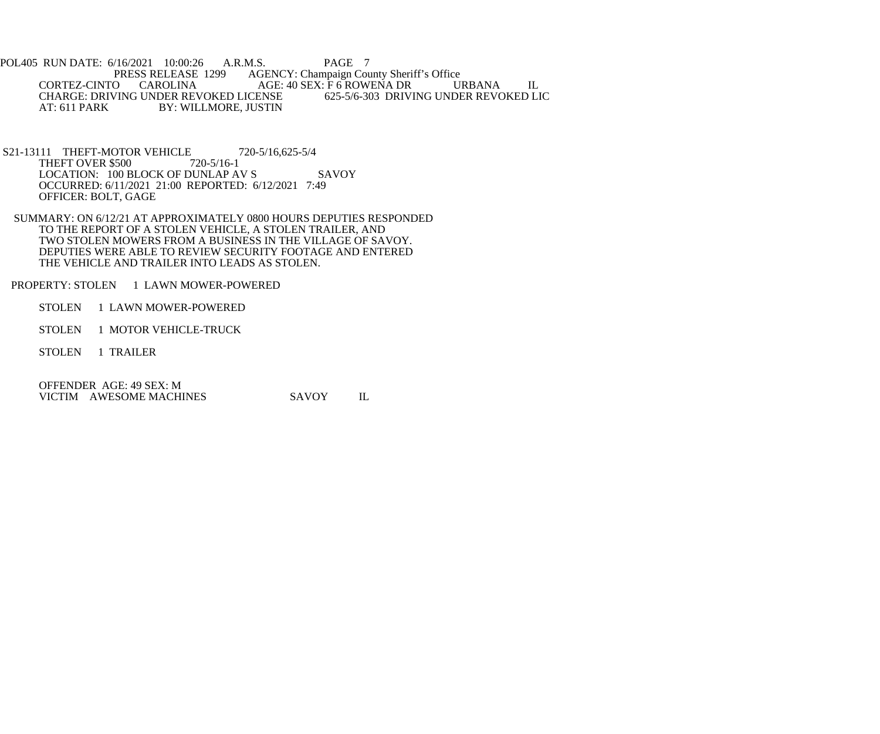POL405 RUN DATE: 6/16/2021 10:00:26 A.R.M.S. PAGE 7
PRESS RELEASE 1299 AGENCY: Champaign County Sheriff's Office
CORTEZ-CINTO CAROLINA AGE: 40 SEX: F 6 ROWENA DR URBANA IL
CHARGE: DRIVING UNDER REVOKED LICENSE 625-5/6-303 DRIVING UNDER REVOKED LIC
AT: 611 PARK BY: WILLMORE, JUSTIN

S21-13111 THEFT-MOTOR VEHICLE 720-5/16,625-5/4
THEFT OVER $500 720-5/16-1
LOCATION: 100 BLOCK OF DUNLAP AV S SAVOY
OCCURRED: 6/11/2021 21:00 REPORTED: 6/12/2021 7:49
OFFICER: BOLT, GAGE

SUMMARY: ON 6/12/21 AT APPROXIMATELY 0800 HOURS DEPUTIES RESPONDED TO THE REPORT OF A STOLEN VEHICLE, A STOLEN TRAILER, AND TWO STOLEN MOWERS FROM A BUSINESS IN THE VILLAGE OF SAVOY. DEPUTIES WERE ABLE TO REVIEW SECURITY FOOTAGE AND ENTERED THE VEHICLE AND TRAILER INTO LEADS AS STOLEN.

PROPERTY: STOLEN 1 LAWN MOWER-POWERED

STOLEN 1 LAWN MOWER-POWERED

STOLEN 1 MOTOR VEHICLE-TRUCK

STOLEN 1 TRAILER

OFFENDER AGE: 49 SEX: M
VICTIM AWESOME MACHINES SAVOY IL